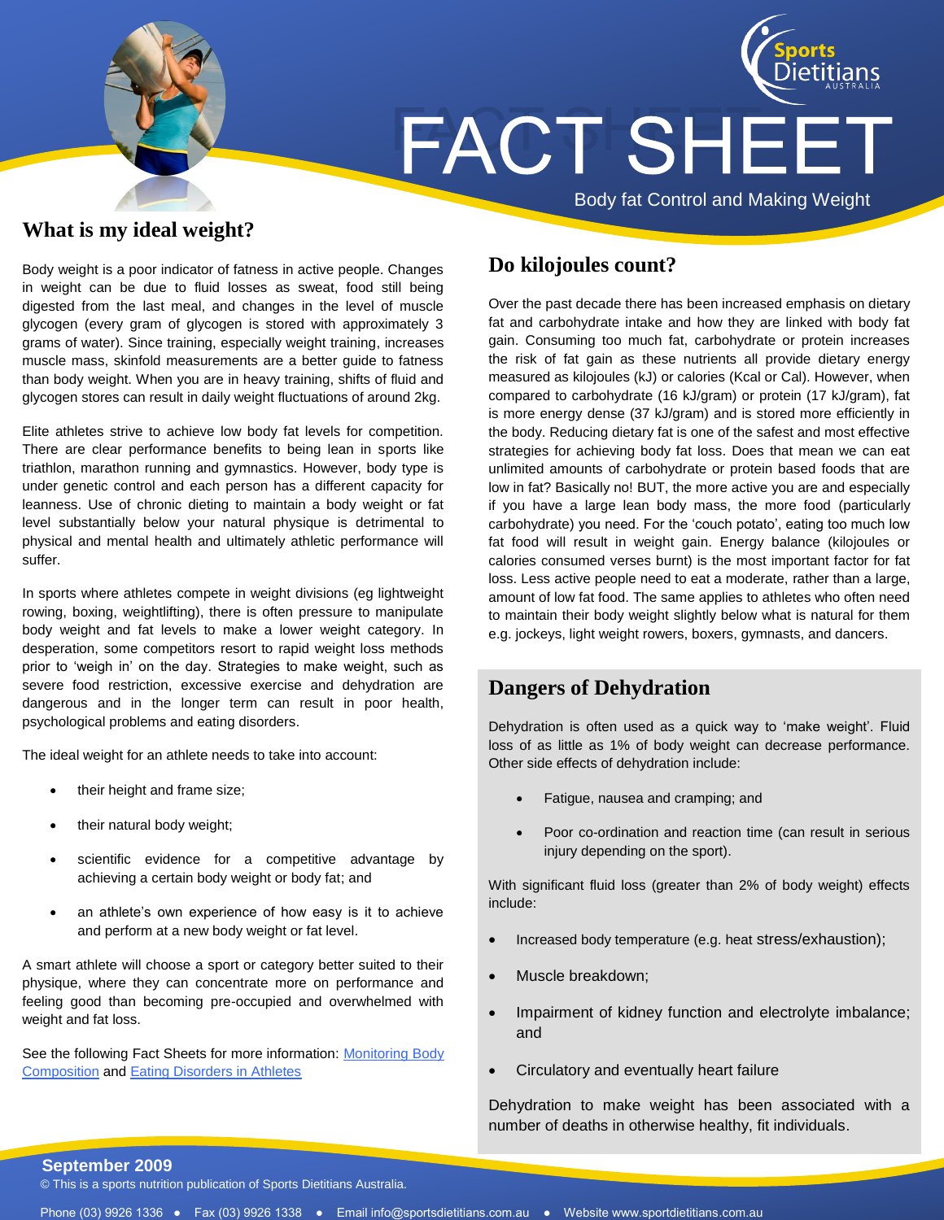# FACT SHEET

Body fat Control and Making Weight

## What is my ideal weight?

Body weight is a poor indicator of fatness in active people. Changes in weight can be due to fluid losses as sweat, food still being digested from the last meal, and changes in the level of muscle glycogen (every gram of glycogen is stored with approximately 3 grams of water). Since training, especially weight training, increases muscle mass, skinfold measurements are a better guide to fatness than body weight. When you are in heavy training, shifts of fluid and glycogen stores can result in daily weight fluctuations of around 2kg.

Elite athletes strive to achieve low body fat levels for competition. There are clear performance benefits to being lean in sports like triathlon, marathon running and gymnastics. However, body type is under genetic control and each person has a different capacity for leanness. Use of chronic dieting to maintain a body weight or fat level substantially below your natural physique is detrimental to physical and mental health and ultimately athletic performance will suffer.

In sports where athletes compete in weight divisions (eg lightweight rowing, boxing, weightlifting), there is often pressure to manipulate body weight and fat levels to make a lower weight category. In desperation, some competitors resort to rapid weight loss methods prior to 'weigh in' on the day. Strategies to make weight, such as severe food restriction, excessive exercise and dehydration are dangerous and in the longer term can result in poor health, psychological problems and eating disorders.

The ideal weight for an athlete needs to take into account:

- their height and frame size;
- their natural body weight;
- scientific evidence for a competitive advantage by achieving a certain body weight or body fat; and
- an athlete's own experience of how easy is it to achieve and perform at a new body weight or fat level.

A smart athlete will choose a sport or category better suited to their physique, where they can concentrate more on performance and feeling good than becoming pre-occupied and overwhelmed with weight and fat loss.

See the following Fact Sheets for more information: Monitoring Body Composition and Eating Disorders in Athletes

## Do kilojoules count?

Over the past decade there has been increased emphasis on dietary fat and carbohydrate intake and how they are linked with body fat gain. Consuming too much fat, carbohydrate or protein increases the risk of fat gain as these nutrients all provide dietary energy measured as kilojoules (kJ) or calories (Kcal or Cal). However, when compared to carbohydrate (16 kJ/gram) or protein (17 kJ/gram), fat is more energy dense (37 kJ/gram) and is stored more efficiently in the body. Reducing dietary fat is one of the safest and most effective strategies for achieving body fat loss. Does that mean we can eat unlimited amounts of carbohydrate or protein based foods that are low in fat? Basically no! BUT, the more active you are and especially if you have a large lean body mass, the more food (particularly carbohydrate) you need. For the 'couch potato', eating too much low fat food will result in weight gain. Energy balance (kilojoules or calories consumed verses burnt) is the most important factor for fat loss. Less active people need to eat a moderate, rather than a large, amount of low fat food. The same applies to athletes who often need to maintain their body weight slightly below what is natural for them e.g. jockeys, light weight rowers, boxers, gymnasts, and dancers.

## Dangers of Dehydration

Dehydration is often used as a quick way to 'make weight'. Fluid loss of as little as 1% of body weight can decrease performance. Other side effects of dehydration include:

- Fatigue, nausea and cramping; and
- Poor co-ordination and reaction time (can result in serious injury depending on the sport).

With significant fluid loss (greater than 2% of body weight) effects include:

- Increased body temperature (e.g. heat stress/exhaustion);
- Muscle breakdown;
- Impairment of kidney function and electrolyte imbalance; and
- Circulatory and eventually heart failure

Dehydration to make weight has been associated with a number of deaths in otherwise healthy, fit individuals.

**September 2009**

© This is a sports nutrition publication of Sports Dietitians Australia.

Phone (03) 9926 1336 • Fax (03) 9926 1338 • Email info@sportsdietitians.com.au • Website www.sportdietitians.com.au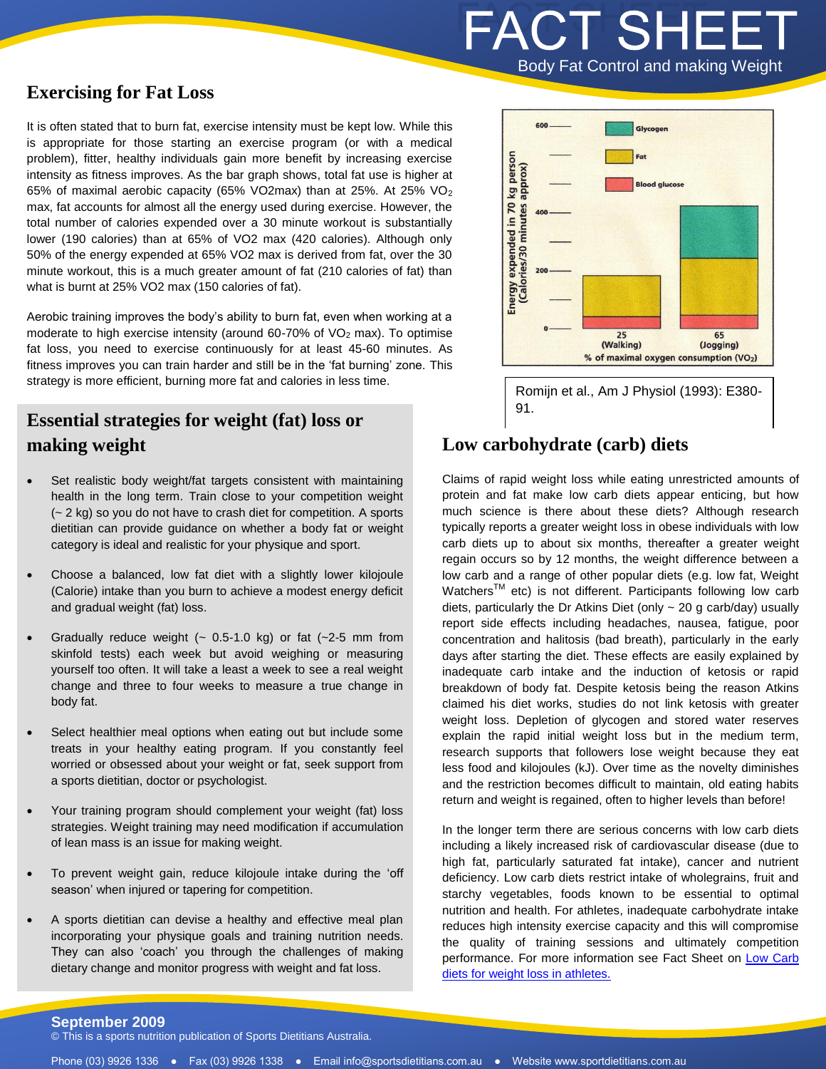# FACT SHEET

Body Fat Control and making Weight

## Exercising for Fat Loss

It is often stated that to burn fat, exercise intensity must be kept low. While this is appropriate for those starting an exercise program (or with a medical problem), fitter, healthy individuals gain more benefit by increasing exercise intensity as fitness improves. As the bar graph shows, total fat use is higher at 65% of maximal aerobic capacity (65% VO2max) than at 25%. At 25% $VO_2$ max, fat accounts for almost all the energy used during exercise. However, the total number of calories expended over a 30 minute workout is substantially lower (190 calories) than at 65% of VO2 max (420 calories). Although only 50% of the energy expended at 65% VO2 max is derived from fat, over the 30 minute workout, this is a much greater amount of fat (210 calories of fat) than what is burnt at 25% VO2 max (150 calories of fat).

Aerobic training improves the body's ability to burn fat, even when working at a moderate to high exercise intensity (around 60-70% of $VO_2$ max). To optimise fat loss, you need to exercise continuously for at least 45-60 minutes. As fitness improves you can train harder and still be in the 'fat burning' zone. This strategy is more efficient, burning more fat and calories in less time.

Glycogen
Fat
Blood glucose
Energy expended in 70 kg person (Calories/30 minutes approx)
600
400
200
0
25 (Walking)
65 (Jogging)
% of maximal oxygen consumption ($VO_2$)

Romijn et al., Am J Physiol (1993): E380-91.

## Essential strategies for weight (fat) loss or making weight

- Set realistic body weight/fat targets consistent with maintaining health in the long term. Train close to your competition weight (~ 2 kg) so you do not have to crash diet for competition. A sports dietitian can provide guidance on whether a body fat or weight category is ideal and realistic for your physique and sport.
- Choose a balanced, low fat diet with a slightly lower kilojoule (Calorie) intake than you burn to achieve a modest energy deficit and gradual weight (fat) loss.
- Gradually reduce weight (~ 0.5-1.0 kg) or fat (~2-5 mm from skinfold tests) each week but avoid weighing or measuring yourself too often. It will take a least a week to see a real weight change and three to four weeks to measure a true change in body fat.
- Select healthier meal options when eating out but include some treats in your healthy eating program. If you constantly feel worried or obsessed about your weight or fat, seek support from a sports dietitian, doctor or psychologist.
- Your training program should complement your weight (fat) loss strategies. Weight training may need modification if accumulation of lean mass is an issue for making weight.
- To prevent weight gain, reduce kilojoule intake during the 'off season' when injured or tapering for competition.
- A sports dietitian can devise a healthy and effective meal plan incorporating your physique goals and training nutrition needs. They can also 'coach' you through the challenges of making dietary change and monitor progress with weight and fat loss.

## Low carbohydrate (carb) diets

Claims of rapid weight loss while eating unrestricted amounts of protein and fat make low carb diets appear enticing, but how much science is there about these diets? Although research typically reports a greater weight loss in obese individuals with low carb diets up to about six months, thereafter a greater weight regain occurs so by 12 months, the weight difference between a low carb and a range of other popular diets (e.g. low fat, Weight Watchers™ etc) is not different. Participants following low carb diets, particularly the Dr Atkins Diet (only ~ 20 g carb/day) usually report side effects including headaches, nausea, fatigue, poor concentration and halitosis (bad breath), particularly in the early days after starting the diet. These effects are easily explained by inadequate carb intake and the induction of ketosis or rapid breakdown of body fat. Despite ketosis being the reason Atkins claimed his diet works, studies do not link ketosis with greater weight loss. Depletion of glycogen and stored water reserves explain the rapid initial weight loss but in the medium term, research supports that followers lose weight because they eat less food and kilojoules (kJ). Over time as the novelty diminishes and the restriction becomes difficult to maintain, old eating habits return and weight is regained, often to higher levels than before!

In the longer term there are serious concerns with low carb diets including a likely increased risk of cardiovascular disease (due to high fat, particularly saturated fat intake), cancer and nutrient deficiency. Low carb diets restrict intake of wholegrains, fruit and starchy vegetables, foods known to be essential to optimal nutrition and health. For athletes, inadequate carbohydrate intake reduces high intensity exercise capacity and this will compromise the quality of training sessions and ultimately competition performance. For more information see Fact Sheet on Low Carb diets for weight loss in athletes.

**September 2009**

© This is a sports nutrition publication of Sports Dietitians Australia.

Phone (03) 9926 1336 ● Fax (03) 9926 1338 ● Email info@sportsdietitians.com.au ● Website www.sportdietitians.com.au